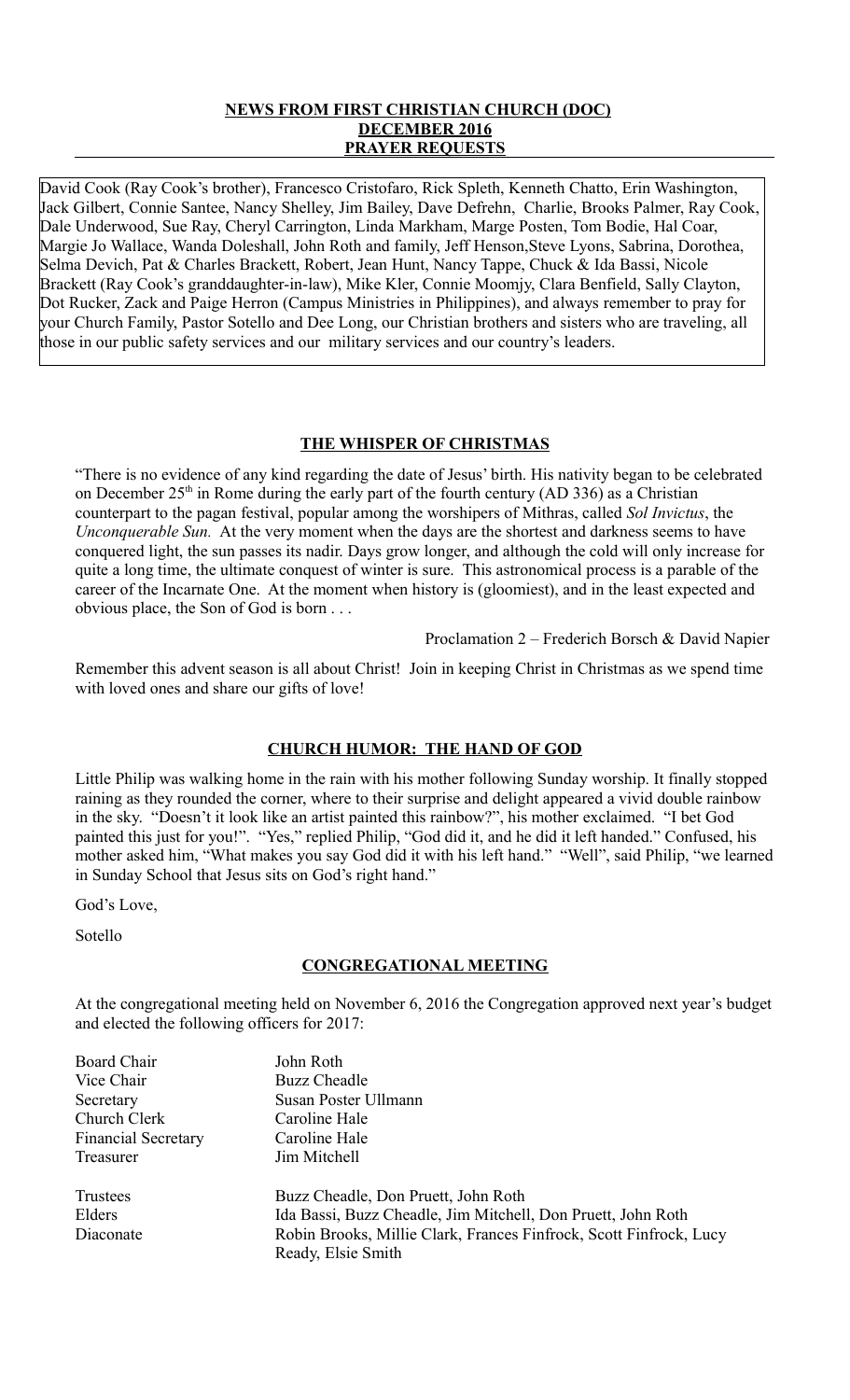# NEWS FROM FIRST CHRISTIAN CHURCH (DOC)
## DECEMBER 2016
## PRAYER REQUESTS

David Cook (Ray Cook's brother), Francesco Cristofaro, Rick Spleth, Kenneth Chatto, Erin Washington, Jack Gilbert, Connie Santee, Nancy Shelley, Jim Bailey, Dave Defrehn, Charlie, Brooks Palmer, Ray Cook, Dale Underwood, Sue Ray, Cheryl Carrington, Linda Markham, Marge Posten, Tom Bodie, Hal Coar, Margie Jo Wallace, Wanda Doleshall, John Roth and family, Jeff Henson,Steve Lyons, Sabrina, Dorothea, Selma Devich, Pat & Charles Brackett, Robert, Jean Hunt, Nancy Tappe, Chuck & Ida Bassi, Nicole Brackett (Ray Cook's granddaughter-in-law), Mike Kler, Connie Moomjy, Clara Benfield, Sally Clayton, Dot Rucker, Zack and Paige Herron (Campus Ministries in Philippines), and always remember to pray for your Church Family, Pastor Sotello and Dee Long, our Christian brothers and sisters who are traveling, all those in our public safety services and our military services and our country's leaders.

## THE WHISPER OF CHRISTMAS

"There is no evidence of any kind regarding the date of Jesus' birth. His nativity began to be celebrated on December 25th in Rome during the early part of the fourth century (AD 336) as a Christian counterpart to the pagan festival, popular among the worshipers of Mithras, called *Sol Invictus*, the *Unconquerable Sun.* At the very moment when the days are the shortest and darkness seems to have conquered light, the sun passes its nadir. Days grow longer, and although the cold will only increase for quite a long time, the ultimate conquest of winter is sure. This astronomical process is a parable of the career of the Incarnate One. At the moment when history is (gloomiest), and in the least expected and obvious place, the Son of God is born . . .

Proclamation 2 – Frederich Borsch & David Napier

Remember this advent season is all about Christ! Join in keeping Christ in Christmas as we spend time with loved ones and share our gifts of love!

## CHURCH HUMOR: THE HAND OF GOD

Little Philip was walking home in the rain with his mother following Sunday worship. It finally stopped raining as they rounded the corner, where to their surprise and delight appeared a vivid double rainbow in the sky. "Doesn't it look like an artist painted this rainbow?", his mother exclaimed. "I bet God painted this just for you!". "Yes," replied Philip, "God did it, and he did it left handed." Confused, his mother asked him, "What makes you say God did it with his left hand." "Well", said Philip, "we learned in Sunday School that Jesus sits on God's right hand."

God's Love,

Sotello

## CONGREGATIONAL MEETING

At the congregational meeting held on November 6, 2016 the Congregation approved next year's budget and elected the following officers for 2017:

| | |
|---|---|
| Board Chair | John Roth |
| Vice Chair | Buzz Cheadle |
| Secretary | Susan Poster Ullmann |
| Church Clerk | Caroline Hale |
| Financial Secretary | Caroline Hale |
| Treasurer | Jim Mitchell |
| Trustees | Buzz Cheadle, Don Pruett, John Roth |
| Elders | Ida Bassi, Buzz Cheadle, Jim Mitchell, Don Pruett, John Roth |
| Diaconate | Robin Brooks, Millie Clark, Frances Finfrock, Scott Finfrock, Lucy Ready, Elsie Smith |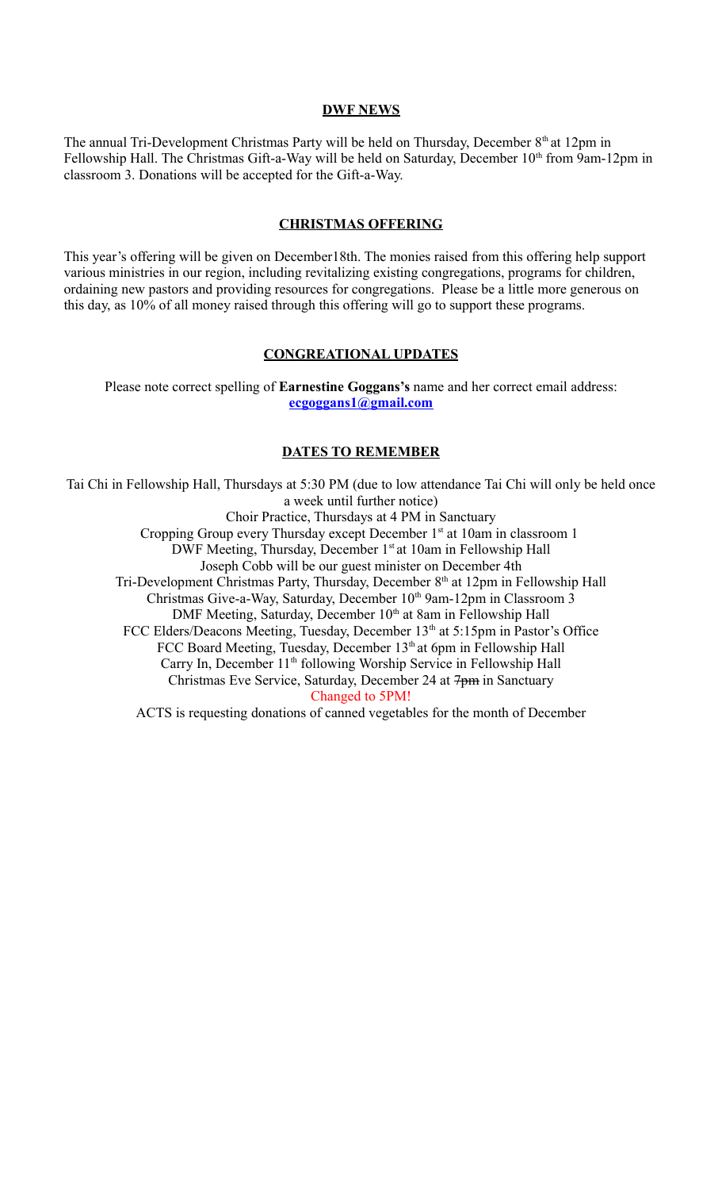## DWF NEWS

The annual Tri-Development Christmas Party will be held on Thursday, December 8th at 12pm in Fellowship Hall. The Christmas Gift-a-Way will be held on Saturday, December 10th from 9am-12pm in classroom 3. Donations will be accepted for the Gift-a-Way.

## CHRISTMAS OFFERING

This year's offering will be given on December18th. The monies raised from this offering help support various ministries in our region, including revitalizing existing congregations, programs for children, ordaining new pastors and providing resources for congregations. Please be a little more generous on this day, as 10% of all money raised through this offering will go to support these programs.

## CONGREGATIONAL UPDATES

Please note correct spelling of **Earnestine Goggans's** name and her correct email address: **ecgoggans1@gmail.com**

## DATES TO REMEMBER

Tai Chi in Fellowship Hall, Thursdays at 5:30 PM (due to low attendance Tai Chi will only be held once a week until further notice)

Choir Practice, Thursdays at 4 PM in Sanctuary

Cropping Group every Thursday except December 1st at 10am in classroom 1

DWF Meeting, Thursday, December 1st at 10am in Fellowship Hall

Joseph Cobb will be our guest minister on December 4th

Tri-Development Christmas Party, Thursday, December 8th at 12pm in Fellowship Hall

Christmas Give-a-Way, Saturday, December 10th 9am-12pm in Classroom 3

DMF Meeting, Saturday, December 10th at 8am in Fellowship Hall

FCC Elders/Deacons Meeting, Tuesday, December 13th at 5:15pm in Pastor's Office

FCC Board Meeting, Tuesday, December 13th at 6pm in Fellowship Hall

Carry In, December 11th following Worship Service in Fellowship Hall

Christmas Eve Service, Saturday, December 24 at ~~7pm~~ in Sanctuary

Changed to 5PM!

ACTS is requesting donations of canned vegetables for the month of December